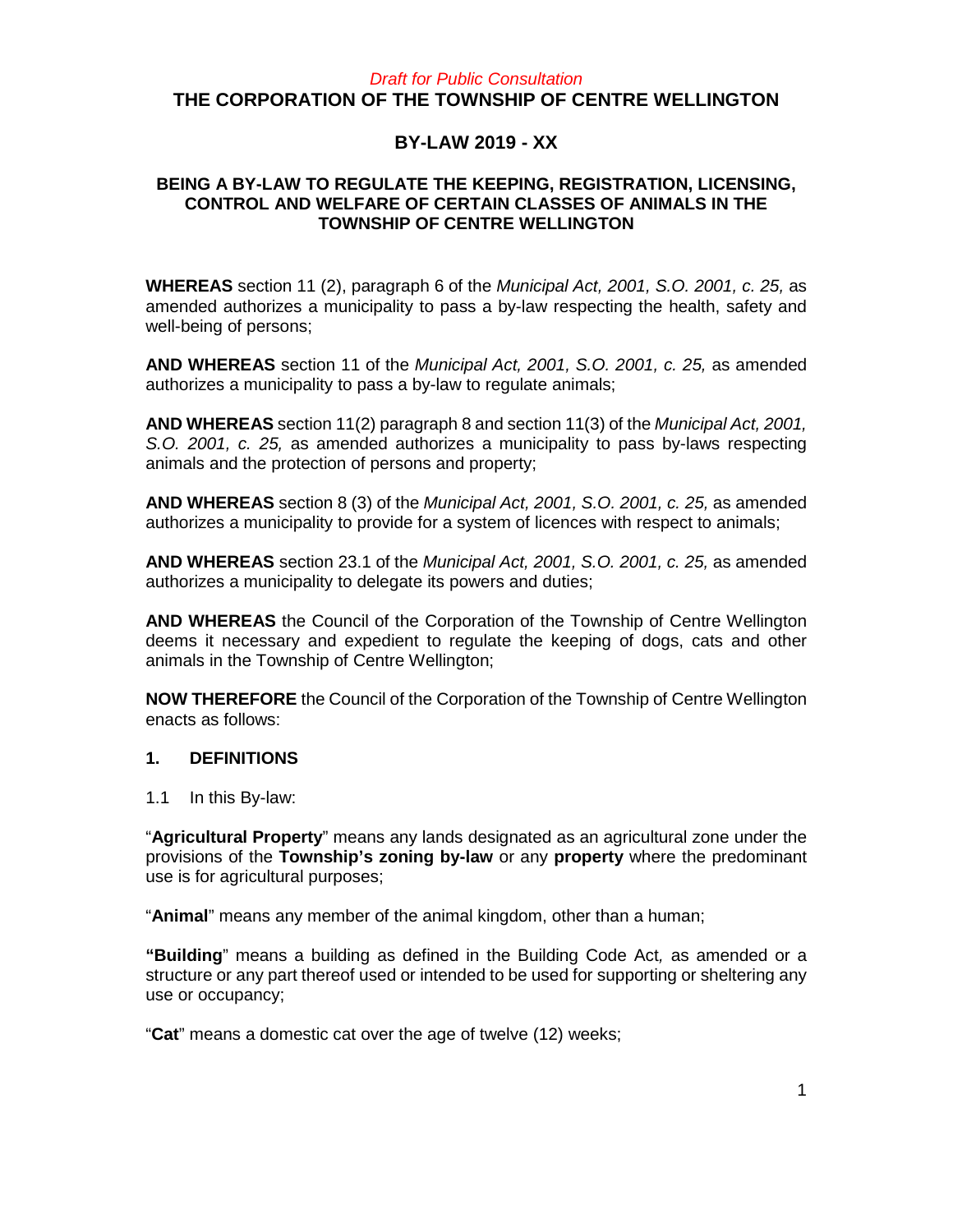*Draft for Public Consultation*

# THE CORPORATION OF THE TOWNSHIP OF CENTRE WELLINGTON

## BY-LAW 2019 - XX

### BEING A BY-LAW TO REGULATE THE KEEPING, REGISTRATION, LICENSING, CONTROL AND WELFARE OF CERTAIN CLASSES OF ANIMALS IN THE TOWNSHIP OF CENTRE WELLINGTON

**WHEREAS** section 11 (2), paragraph 6 of the *Municipal Act, 2001, S.O. 2001, c. 25,* as amended authorizes a municipality to pass a by-law respecting the health, safety and well-being of persons;

**AND WHEREAS** section 11 of the *Municipal Act, 2001, S.O. 2001, c. 25,* as amended authorizes a municipality to pass a by-law to regulate animals;

**AND WHEREAS** section 11(2) paragraph 8 and section 11(3) of the *Municipal Act, 2001, S.O. 2001, c. 25,* as amended authorizes a municipality to pass by-laws respecting animals and the protection of persons and property;

**AND WHEREAS** section 8 (3) of the *Municipal Act, 2001, S.O. 2001, c. 25,* as amended authorizes a municipality to provide for a system of licences with respect to animals;

**AND WHEREAS** section 23.1 of the *Municipal Act, 2001, S.O. 2001, c. 25,* as amended authorizes a municipality to delegate its powers and duties;

**AND WHEREAS** the Council of the Corporation of the Township of Centre Wellington deems it necessary and expedient to regulate the keeping of dogs, cats and other animals in the Township of Centre Wellington;

**NOW THEREFORE** the Council of the Corporation of the Township of Centre Wellington enacts as follows:

## 1. DEFINITIONS

1.1 In this By-law:

"**Agricultural Property**" means any lands designated as an agricultural zone under the provisions of the **Township's zoning by-law** or any **property** where the predominant use is for agricultural purposes;

"**Animal**" means any member of the animal kingdom, other than a human;

"**Building**" means a building as defined in the Building Code Act*,* as amended or a structure or any part thereof used or intended to be used for supporting or sheltering any use or occupancy;

"**Cat**" means a domestic cat over the age of twelve (12) weeks;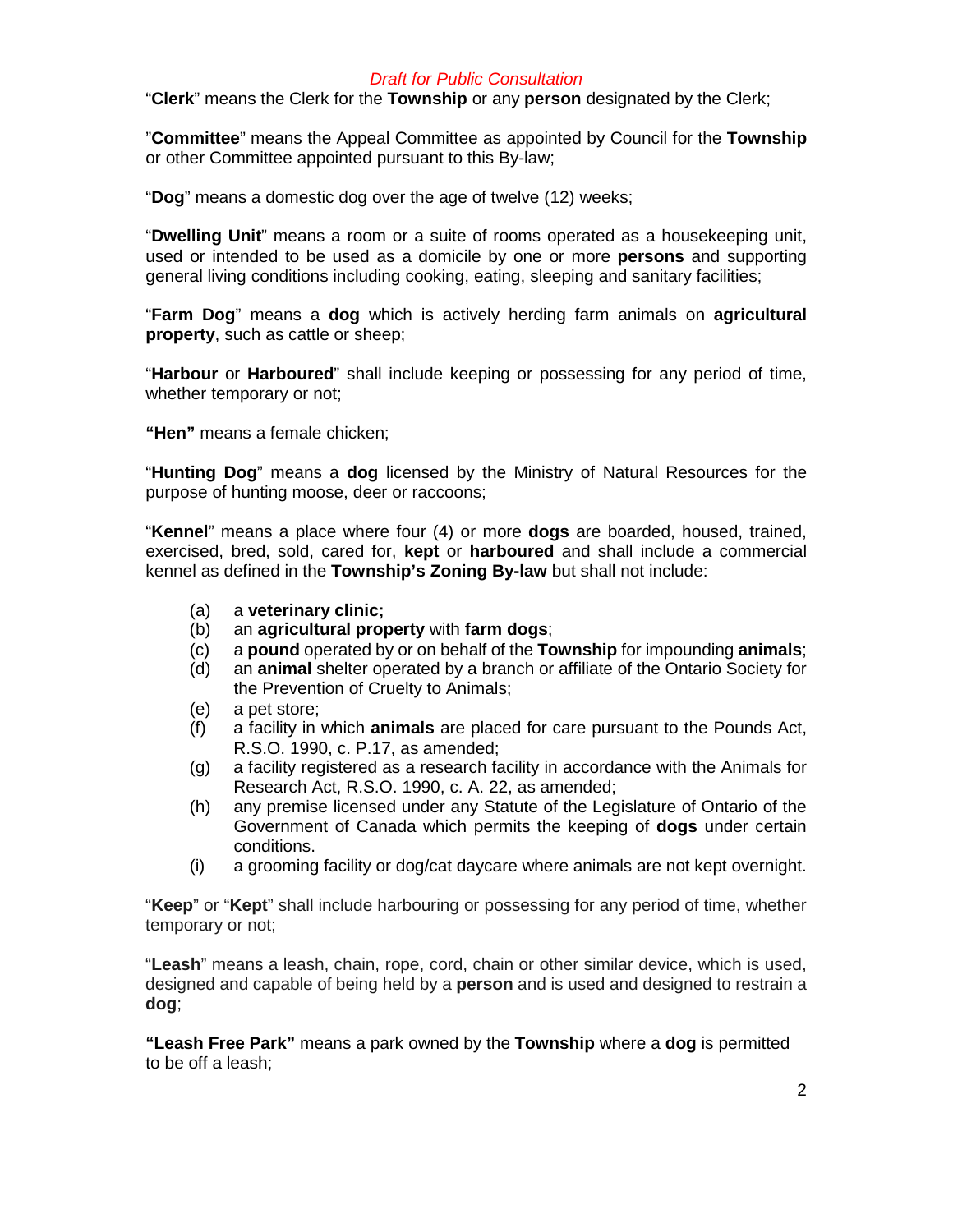*Draft for Public Consultation*

"**Clerk**" means the Clerk for the **Township** or any **person** designated by the Clerk;

"**Committee**" means the Appeal Committee as appointed by Council for the **Township** or other Committee appointed pursuant to this By-law;

"**Dog**" means a domestic dog over the age of twelve (12) weeks;

"**Dwelling Unit**" means a room or a suite of rooms operated as a housekeeping unit, used or intended to be used as a domicile by one or more **persons** and supporting general living conditions including cooking, eating, sleeping and sanitary facilities;

"**Farm Dog**" means a **dog** which is actively herding farm animals on **agricultural property**, such as cattle or sheep;

"**Harbour** or **Harboured**" shall include keeping or possessing for any period of time, whether temporary or not;

**"Hen"** means a female chicken;

"**Hunting Dog**" means a **dog** licensed by the Ministry of Natural Resources for the purpose of hunting moose, deer or raccoons;

"**Kennel**" means a place where four (4) or more **dogs** are boarded, housed, trained, exercised, bred, sold, cared for, **kept** or **harboured** and shall include a commercial kennel as defined in the **Township's Zoning By-law** but shall not include:

- (a) a **veterinary clinic;**
- (b) an **agricultural property** with **farm dogs**;
- (c) a **pound** operated by or on behalf of the **Township** for impounding **animals**;
- (d) an **animal** shelter operated by a branch or affiliate of the Ontario Society for the Prevention of Cruelty to Animals;
- (e) a pet store;
- (f) a facility in which **animals** are placed for care pursuant to the Pounds Act, R.S.O. 1990, c. P.17, as amended;
- (g) a facility registered as a research facility in accordance with the Animals for Research Act, R.S.O. 1990, c. A. 22, as amended;
- (h) any premise licensed under any Statute of the Legislature of Ontario of the Government of Canada which permits the keeping of **dogs** under certain conditions.
- (i) a grooming facility or dog/cat daycare where animals are not kept overnight.

"**Keep**" or "**Kept**" shall include harbouring or possessing for any period of time, whether temporary or not;

"**Leash**" means a leash, chain, rope, cord, chain or other similar device, which is used, designed and capable of being held by a **person** and is used and designed to restrain a **dog**;

**"Leash Free Park"** means a park owned by the **Township** where a **dog** is permitted to be off a leash;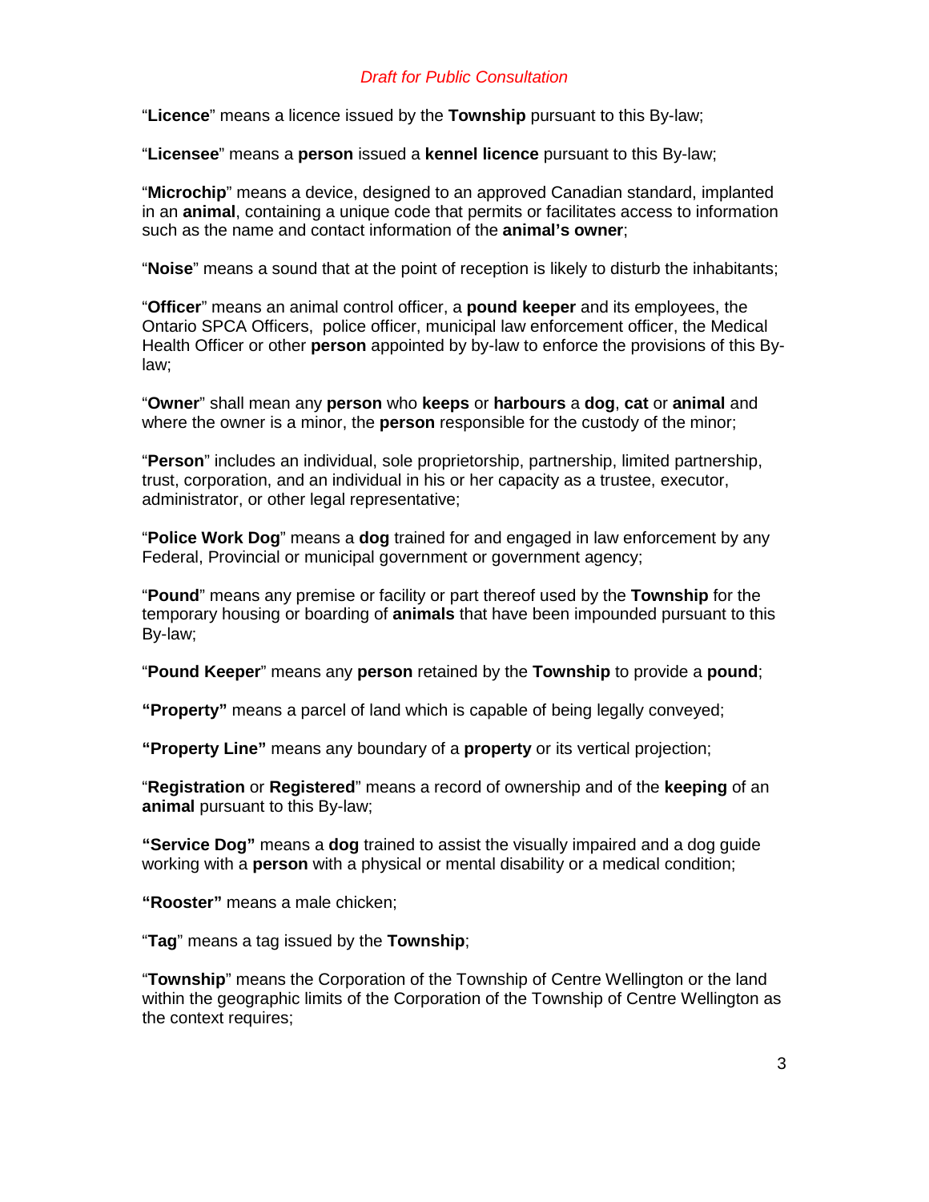*Draft for Public Consultation*

"**Licence**" means a licence issued by the **Township** pursuant to this By-law;

"**Licensee**" means a **person** issued a **kennel licence** pursuant to this By-law;

"**Microchip**" means a device, designed to an approved Canadian standard, implanted in an **animal**, containing a unique code that permits or facilitates access to information such as the name and contact information of the **animal's owner**;

"**Noise**" means a sound that at the point of reception is likely to disturb the inhabitants;

"**Officer**" means an animal control officer, a **pound keeper** and its employees, the Ontario SPCA Officers, police officer, municipal law enforcement officer, the Medical Health Officer or other **person** appointed by by-law to enforce the provisions of this By-law;

"**Owner**" shall mean any **person** who **keeps** or **harbours** a **dog**, **cat** or **animal** and where the owner is a minor, the **person** responsible for the custody of the minor;

"**Person**" includes an individual, sole proprietorship, partnership, limited partnership, trust, corporation, and an individual in his or her capacity as a trustee, executor, administrator, or other legal representative;

"**Police Work Dog**" means a **dog** trained for and engaged in law enforcement by any Federal, Provincial or municipal government or government agency;

"**Pound**" means any premise or facility or part thereof used by the **Township** for the temporary housing or boarding of **animals** that have been impounded pursuant to this By-law;

"**Pound Keeper**" means any **person** retained by the **Township** to provide a **pound**;

**"Property"** means a parcel of land which is capable of being legally conveyed;

**"Property Line"** means any boundary of a **property** or its vertical projection;

"**Registration** or **Registered**" means a record of ownership and of the **keeping** of an **animal** pursuant to this By-law;

**"Service Dog"** means a **dog** trained to assist the visually impaired and a dog guide working with a **person** with a physical or mental disability or a medical condition;

**"Rooster"** means a male chicken;

"**Tag**" means a tag issued by the **Township**;

"**Township**" means the Corporation of the Township of Centre Wellington or the land within the geographic limits of the Corporation of the Township of Centre Wellington as the context requires;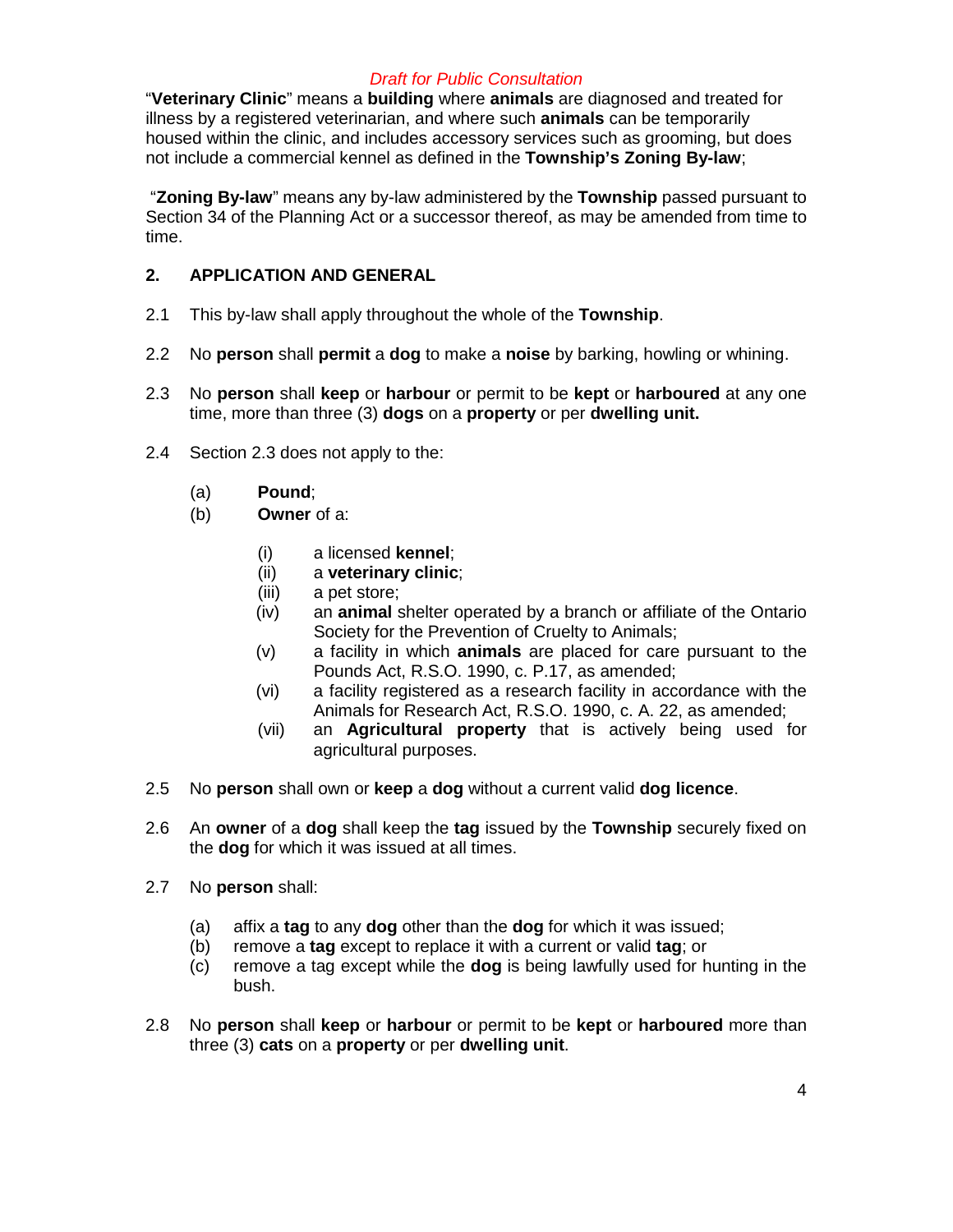*Draft for Public Consultation*

"**Veterinary Clinic**" means a **building** where **animals** are diagnosed and treated for illness by a registered veterinarian, and where such **animals** can be temporarily housed within the clinic, and includes accessory services such as grooming, but does not include a commercial kennel as defined in the **Township's Zoning By-law**;

"**Zoning By-law**" means any by-law administered by the **Township** passed pursuant to Section 34 of the Planning Act or a successor thereof, as may be amended from time to time.

## 2. APPLICATION AND GENERAL

2.1 This by-law shall apply throughout the whole of the **Township**.

2.2 No **person** shall **permit** a **dog** to make a **noise** by barking, howling or whining.

2.3 No **person** shall **keep** or **harbour** or permit to be **kept** or **harboured** at any one time, more than three (3) **dogs** on a **property** or per **dwelling unit.**

2.4 Section 2.3 does not apply to the:

- (a) **Pound**;
- (b) **Owner** of a:
  - (i) a licensed **kennel**;
  - (ii) a **veterinary clinic**;
  - (iii) a pet store;
  - (iv) an **animal** shelter operated by a branch or affiliate of the Ontario Society for the Prevention of Cruelty to Animals;
  - (v) a facility in which **animals** are placed for care pursuant to the Pounds Act, R.S.O. 1990, c. P.17, as amended;
  - (vi) a facility registered as a research facility in accordance with the Animals for Research Act, R.S.O. 1990, c. A. 22, as amended;
  - (vii) an **Agricultural property** that is actively being used for agricultural purposes.

2.5 No **person** shall own or **keep** a **dog** without a current valid **dog licence**.

2.6 An **owner** of a **dog** shall keep the **tag** issued by the **Township** securely fixed on the **dog** for which it was issued at all times.

2.7 No **person** shall:

- (a) affix a **tag** to any **dog** other than the **dog** for which it was issued;
- (b) remove a **tag** except to replace it with a current or valid **tag**; or
- (c) remove a tag except while the **dog** is being lawfully used for hunting in the bush.

2.8 No **person** shall **keep** or **harbour** or permit to be **kept** or **harboured** more than three (3) **cats** on a **property** or per **dwelling unit**.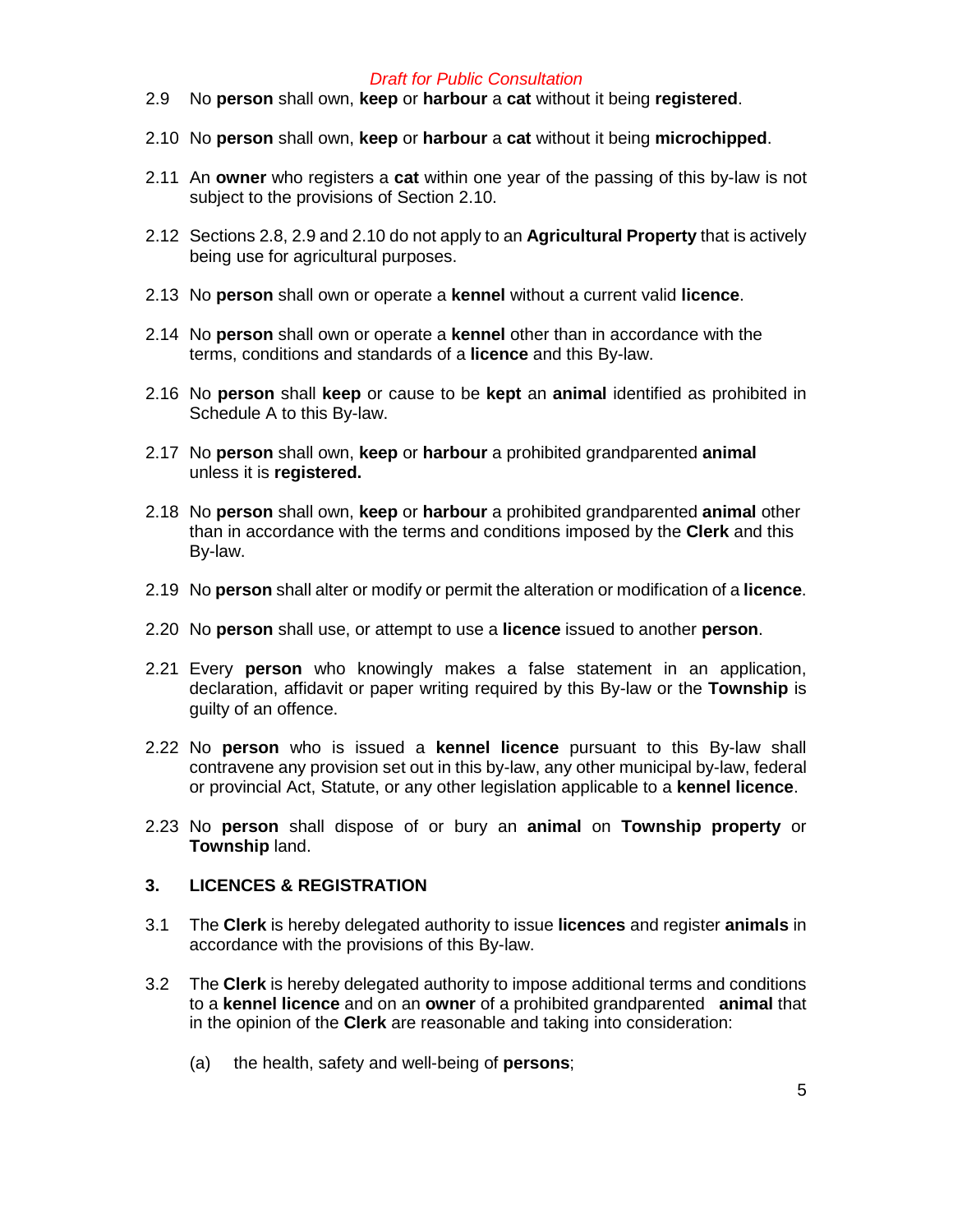2.9 No **person** shall own, **keep** or **harbour** a **cat** without it being **registered**.

2.10 No **person** shall own, **keep** or **harbour** a **cat** without it being **microchipped**.

2.11 An **owner** who registers a **cat** within one year of the passing of this by-law is not subject to the provisions of Section 2.10.

2.12 Sections 2.8, 2.9 and 2.10 do not apply to an **Agricultural Property** that is actively being use for agricultural purposes.

2.13 No **person** shall own or operate a **kennel** without a current valid **licence**.

2.14 No **person** shall own or operate a **kennel** other than in accordance with the terms, conditions and standards of a **licence** and this By-law.

2.16 No **person** shall **keep** or cause to be **kept** an **animal** identified as prohibited in Schedule A to this By-law.

2.17 No **person** shall own, **keep** or **harbour** a prohibited grandparented **animal** unless it is **registered.**

2.18 No **person** shall own, **keep** or **harbour** a prohibited grandparented **animal** other than in accordance with the terms and conditions imposed by the **Clerk** and this By-law.

2.19 No **person** shall alter or modify or permit the alteration or modification of a **licence**.

2.20 No **person** shall use, or attempt to use a **licence** issued to another **person**.

2.21 Every **person** who knowingly makes a false statement in an application, declaration, affidavit or paper writing required by this By-law or the **Township** is guilty of an offence.

2.22 No **person** who is issued a **kennel licence** pursuant to this By-law shall contravene any provision set out in this by-law, any other municipal by-law, federal or provincial Act, Statute, or any other legislation applicable to a **kennel licence**.

2.23 No **person** shall dispose of or bury an **animal** on **Township property** or **Township** land.

## 3. LICENCES & REGISTRATION

3.1 The **Clerk** is hereby delegated authority to issue **licences** and register **animals** in accordance with the provisions of this By-law.

3.2 The **Clerk** is hereby delegated authority to impose additional terms and conditions to a **kennel licence** and on an **owner** of a prohibited grandparented **animal** that in the opinion of the **Clerk** are reasonable and taking into consideration:

(a) the health, safety and well-being of **persons**;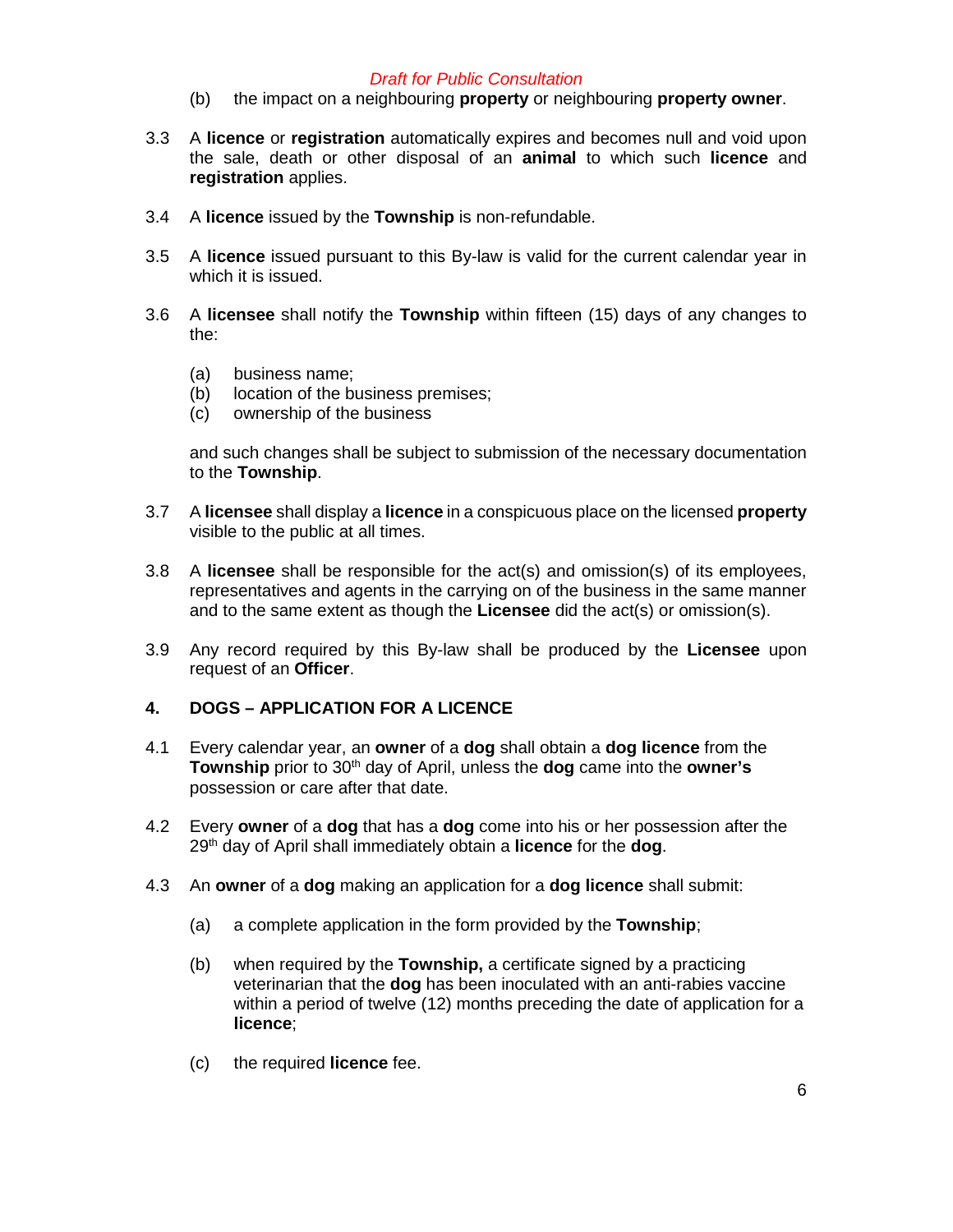(b) the impact on a neighbouring **property** or neighbouring **property owner**.

3.3 A **licence** or **registration** automatically expires and becomes null and void upon the sale, death or other disposal of an **animal** to which such **licence** and **registration** applies.

3.4 A **licence** issued by the **Township** is non-refundable.

3.5 A **licence** issued pursuant to this By-law is valid for the current calendar year in which it is issued.

3.6 A **licensee** shall notify the **Township** within fifteen (15) days of any changes to the:

(a) business name;
(b) location of the business premises;
(c) ownership of the business

and such changes shall be subject to submission of the necessary documentation to the **Township**.

3.7 A **licensee** shall display a **licence** in a conspicuous place on the licensed **property** visible to the public at all times.

3.8 A **licensee** shall be responsible for the act(s) and omission(s) of its employees, representatives and agents in the carrying on of the business in the same manner and to the same extent as though the **Licensee** did the act(s) or omission(s).

3.9 Any record required by this By-law shall be produced by the **Licensee** upon request of an **Officer**.

## 4. DOGS – APPLICATION FOR A LICENCE

4.1 Every calendar year, an **owner** of a **dog** shall obtain a **dog licence** from the **Township** prior to 30th day of April, unless the **dog** came into the **owner's** possession or care after that date.

4.2 Every **owner** of a **dog** that has a **dog** come into his or her possession after the 29th day of April shall immediately obtain a **licence** for the **dog**.

4.3 An **owner** of a **dog** making an application for a **dog licence** shall submit:

(a) a complete application in the form provided by the **Township**;

(b) when required by the **Township,** a certificate signed by a practicing veterinarian that the **dog** has been inoculated with an anti-rabies vaccine within a period of twelve (12) months preceding the date of application for a **licence**;

(c) the required **licence** fee.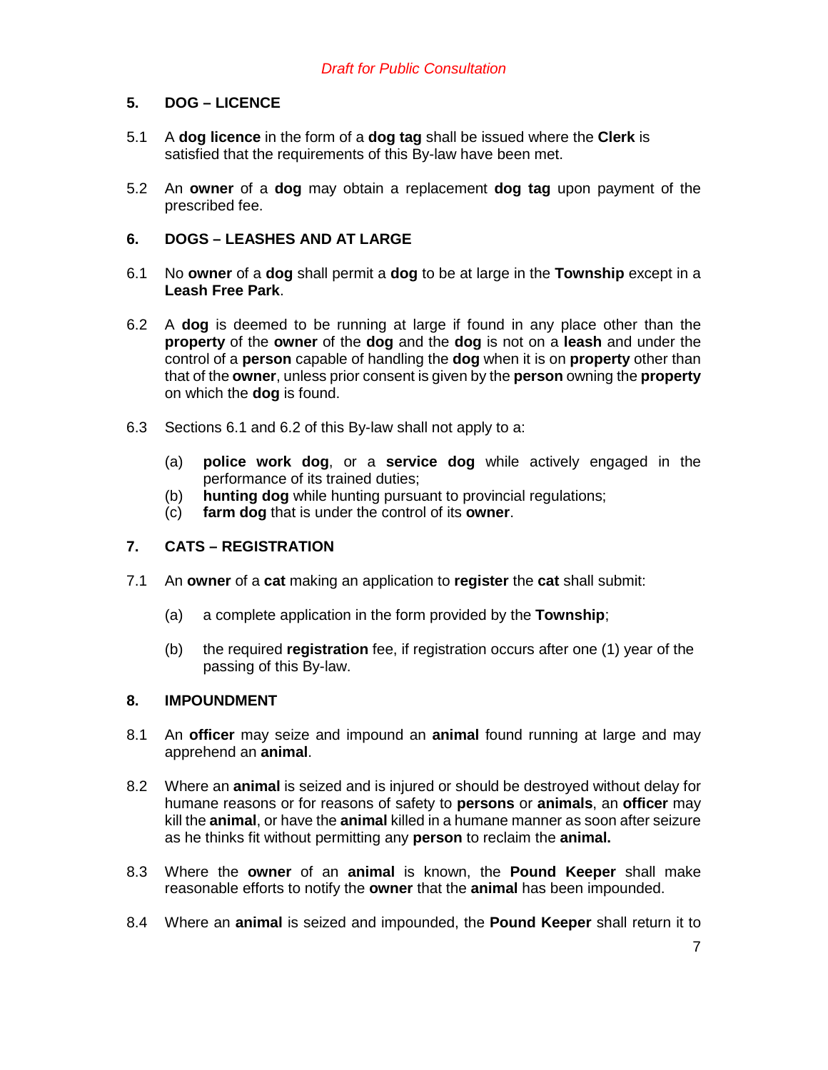*Draft for Public Consultation*

## 5. DOG – LICENCE

5.1 A **dog licence** in the form of a **dog tag** shall be issued where the **Clerk** is satisfied that the requirements of this By-law have been met.

5.2 An **owner** of a **dog** may obtain a replacement **dog tag** upon payment of the prescribed fee.

## 6. DOGS – LEASHES AND AT LARGE

6.1 No **owner** of a **dog** shall permit a **dog** to be at large in the **Township** except in a **Leash Free Park**.

6.2 A **dog** is deemed to be running at large if found in any place other than the **property** of the **owner** of the **dog** and the **dog** is not on a **leash** and under the control of a **person** capable of handling the **dog** when it is on **property** other than that of the **owner**, unless prior consent is given by the **person** owning the **property** on which the **dog** is found.

6.3 Sections 6.1 and 6.2 of this By-law shall not apply to a:

(a) **police work dog**, or a **service dog** while actively engaged in the performance of its trained duties;
(b) **hunting dog** while hunting pursuant to provincial regulations;
(c) **farm dog** that is under the control of its **owner**.

## 7. CATS – REGISTRATION

7.1 An **owner** of a **cat** making an application to **register** the **cat** shall submit:

(a) a complete application in the form provided by the **Township**;

(b) the required **registration** fee, if registration occurs after one (1) year of the passing of this By-law.

## 8. IMPOUNDMENT

8.1 An **officer** may seize and impound an **animal** found running at large and may apprehend an **animal**.

8.2 Where an **animal** is seized and is injured or should be destroyed without delay for humane reasons or for reasons of safety to **persons** or **animals**, an **officer** may kill the **animal**, or have the **animal** killed in a humane manner as soon after seizure as he thinks fit without permitting any **person** to reclaim the **animal.**

8.3 Where the **owner** of an **animal** is known, the **Pound Keeper** shall make reasonable efforts to notify the **owner** that the **animal** has been impounded.

8.4 Where an **animal** is seized and impounded, the **Pound Keeper** shall return it to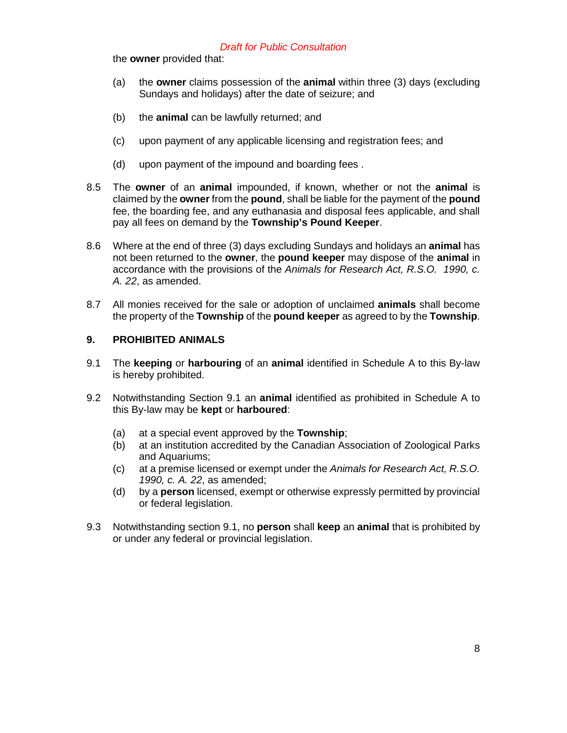*Draft for Public Consultation*

the **owner** provided that:

(a) the **owner** claims possession of the **animal** within three (3) days (excluding Sundays and holidays) after the date of seizure; and

(b) the **animal** can be lawfully returned; and

(c) upon payment of any applicable licensing and registration fees; and

(d) upon payment of the impound and boarding fees .

8.5 The **owner** of an **animal** impounded, if known, whether or not the **animal** is claimed by the **owner** from the **pound**, shall be liable for the payment of the **pound** fee, the boarding fee, and any euthanasia and disposal fees applicable, and shall pay all fees on demand by the **Township's Pound Keeper**.

8.6 Where at the end of three (3) days excluding Sundays and holidays an **animal** has not been returned to the **owner**, the **pound keeper** may dispose of the **animal** in accordance with the provisions of the *Animals for Research Act, R.S.O. 1990, c. A. 22*, as amended.

8.7 All monies received for the sale or adoption of unclaimed **animals** shall become the property of the **Township** of the **pound keeper** as agreed to by the **Township**.

## 9. PROHIBITED ANIMALS

9.1 The **keeping** or **harbouring** of an **animal** identified in Schedule A to this By-law is hereby prohibited.

9.2 Notwithstanding Section 9.1 an **animal** identified as prohibited in Schedule A to this By-law may be **kept** or **harboured**:

(a) at a special event approved by the **Township**;
(b) at an institution accredited by the Canadian Association of Zoological Parks and Aquariums;
(c) at a premise licensed or exempt under the *Animals for Research Act, R.S.O. 1990, c. A. 22*, as amended;
(d) by a **person** licensed, exempt or otherwise expressly permitted by provincial or federal legislation.

9.3 Notwithstanding section 9.1, no **person** shall **keep** an **animal** that is prohibited by or under any federal or provincial legislation.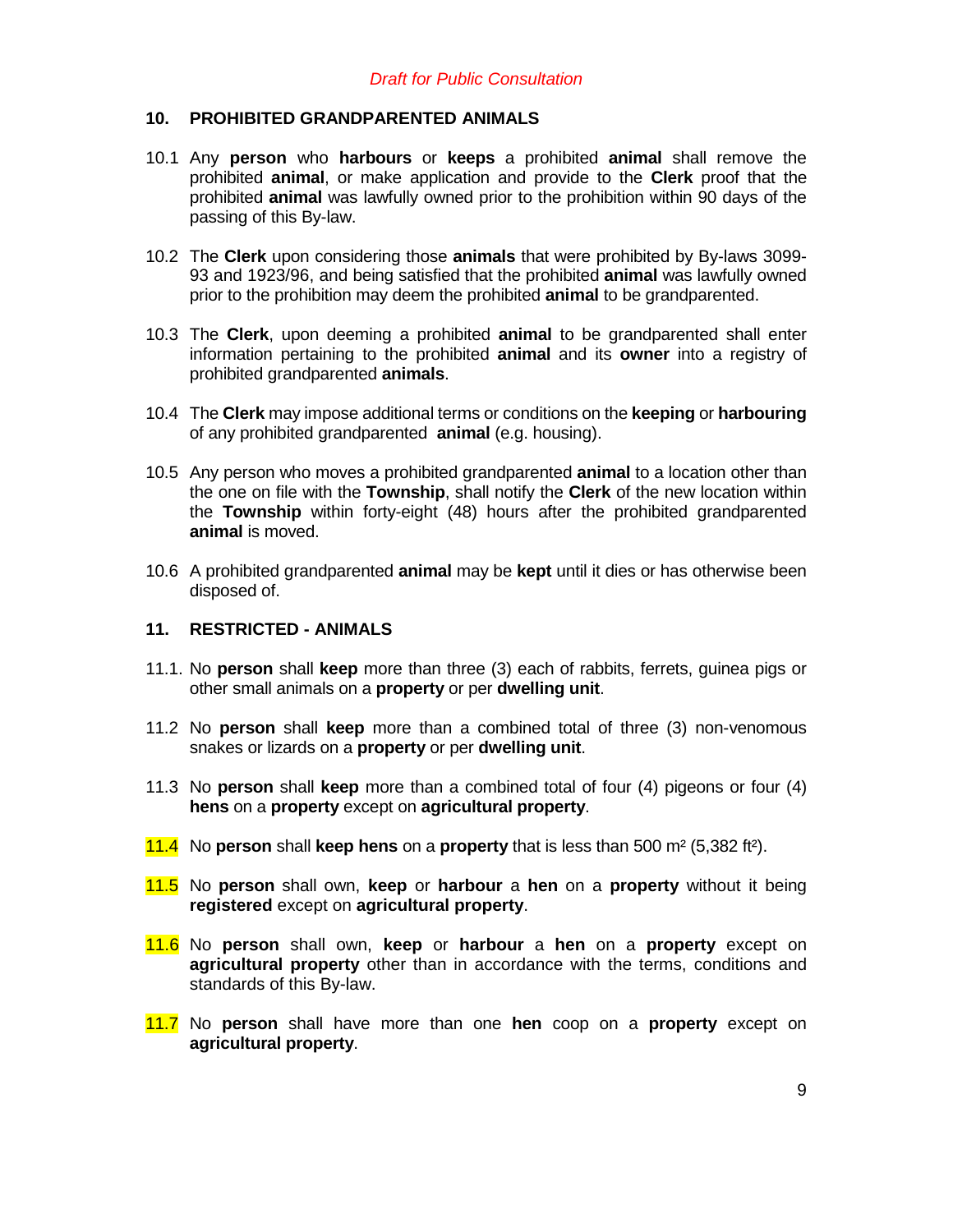*Draft for Public Consultation*

## 10. PROHIBITED GRANDPARENTED ANIMALS

10.1 Any **person** who **harbours** or **keeps** a prohibited **animal** shall remove the prohibited **animal**, or make application and provide to the **Clerk** proof that the prohibited **animal** was lawfully owned prior to the prohibition within 90 days of the passing of this By-law.

10.2 The **Clerk** upon considering those **animals** that were prohibited by By-laws 3099-93 and 1923/96, and being satisfied that the prohibited **animal** was lawfully owned prior to the prohibition may deem the prohibited **animal** to be grandparented.

10.3 The **Clerk**, upon deeming a prohibited **animal** to be grandparented shall enter information pertaining to the prohibited **animal** and its **owner** into a registry of prohibited grandparented **animals**.

10.4 The **Clerk** may impose additional terms or conditions on the **keeping** or **harbouring** of any prohibited grandparented **animal** (e.g. housing).

10.5 Any person who moves a prohibited grandparented **animal** to a location other than the one on file with the **Township**, shall notify the **Clerk** of the new location within the **Township** within forty-eight (48) hours after the prohibited grandparented **animal** is moved.

10.6 A prohibited grandparented **animal** may be **kept** until it dies or has otherwise been disposed of.

## 11. RESTRICTED - ANIMALS

11.1. No **person** shall **keep** more than three (3) each of rabbits, ferrets, guinea pigs or other small animals on a **property** or per **dwelling unit**.

11.2 No **person** shall **keep** more than a combined total of three (3) non-venomous snakes or lizards on a **property** or per **dwelling unit**.

11.3 No **person** shall **keep** more than a combined total of four (4) pigeons or four (4) **hens** on a **property** except on **agricultural property**.

11.4 No **person** shall **keep hens** on a **property** that is less than 500 m² (5,382 ft²).

11.5 No **person** shall own, **keep** or **harbour** a **hen** on a **property** without it being **registered** except on **agricultural property**.

11.6 No **person** shall own, **keep** or **harbour** a **hen** on a **property** except on **agricultural property** other than in accordance with the terms, conditions and standards of this By-law.

11.7 No **person** shall have more than one **hen** coop on a **property** except on **agricultural property**.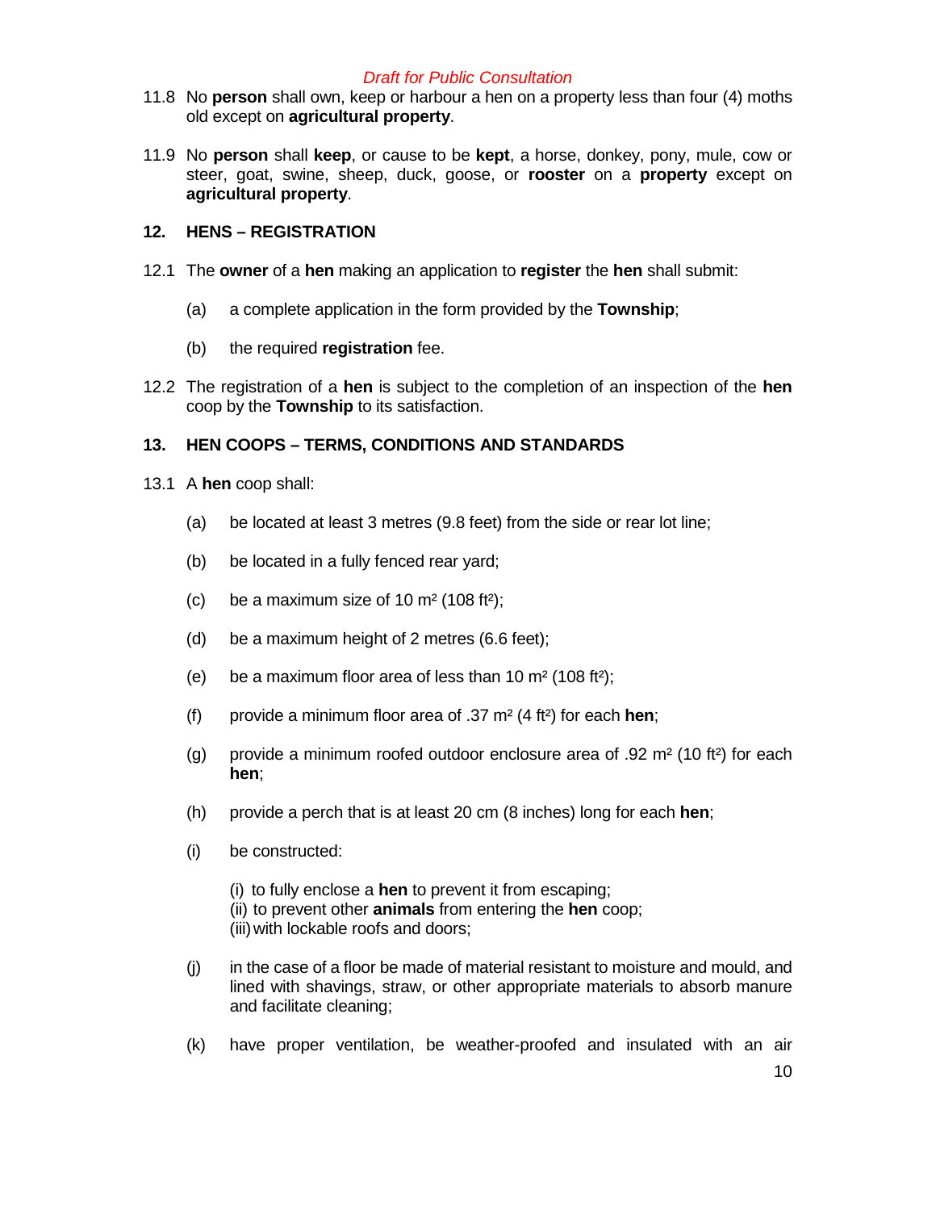*Draft for Public Consultation*

11.8 No **person** shall own, keep or harbour a hen on a property less than four (4) moths old except on **agricultural property**.

11.9 No **person** shall **keep**, or cause to be **kept**, a horse, donkey, pony, mule, cow or steer, goat, swine, sheep, duck, goose, or **rooster** on a **property** except on **agricultural property**.

## 12. HENS – REGISTRATION

12.1 The **owner** of a **hen** making an application to **register** the **hen** shall submit:

(a) a complete application in the form provided by the **Township**;

(b) the required **registration** fee.

12.2 The registration of a **hen** is subject to the completion of an inspection of the **hen** coop by the **Township** to its satisfaction.

## 13. HEN COOPS – TERMS, CONDITIONS AND STANDARDS

13.1 A **hen** coop shall:

(a) be located at least 3 metres (9.8 feet) from the side or rear lot line;

(b) be located in a fully fenced rear yard;

(c) be a maximum size of 10 m² (108 ft²);

(d) be a maximum height of 2 metres (6.6 feet);

(e) be a maximum floor area of less than 10 m² (108 ft²);

(f) provide a minimum floor area of .37 m² (4 ft²) for each **hen**;

(g) provide a minimum roofed outdoor enclosure area of .92 m² (10 ft²) for each **hen**;

(h) provide a perch that is at least 20 cm (8 inches) long for each **hen**;

(i) be constructed:

(i) to fully enclose a **hen** to prevent it from escaping;
(ii) to prevent other **animals** from entering the **hen** coop;
(iii) with lockable roofs and doors;

(j) in the case of a floor be made of material resistant to moisture and mould, and lined with shavings, straw, or other appropriate materials to absorb manure and facilitate cleaning;

(k) have proper ventilation, be weather-proofed and insulated with an air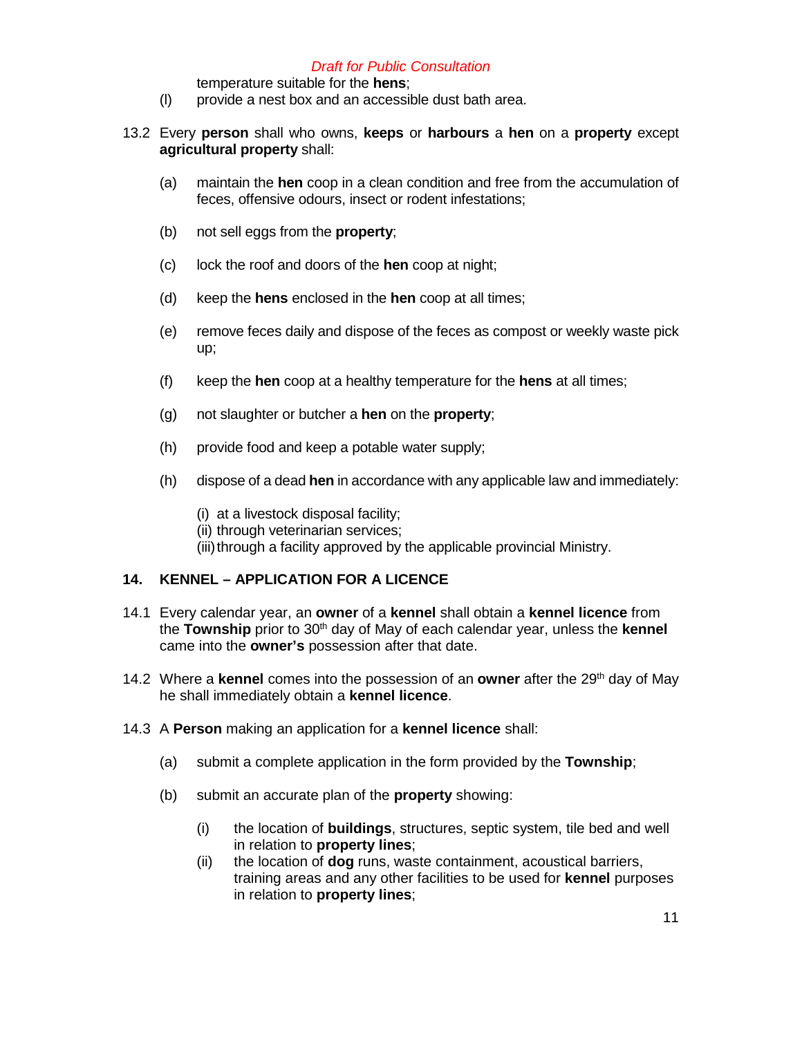temperature suitable for the **hens**;

(l) provide a nest box and an accessible dust bath area.

13.2 Every **person** shall who owns, **keeps** or **harbours** a **hen** on a **property** except **agricultural property** shall:

(a) maintain the **hen** coop in a clean condition and free from the accumulation of feces, offensive odours, insect or rodent infestations;

(b) not sell eggs from the **property**;

(c) lock the roof and doors of the **hen** coop at night;

(d) keep the **hens** enclosed in the **hen** coop at all times;

(e) remove feces daily and dispose of the feces as compost or weekly waste pick up;

(f) keep the **hen** coop at a healthy temperature for the **hens** at all times;

(g) not slaughter or butcher a **hen** on the **property**;

(h) provide food and keep a potable water supply;

(h) dispose of a dead **hen** in accordance with any applicable law and immediately:

(i) at a livestock disposal facility;
(ii) through veterinarian services;
(iii) through a facility approved by the applicable provincial Ministry.

## 14. KENNEL – APPLICATION FOR A LICENCE

14.1 Every calendar year, an **owner** of a **kennel** shall obtain a **kennel licence** from the **Township** prior to 30th day of May of each calendar year, unless the **kennel** came into the **owner's** possession after that date.

14.2 Where a **kennel** comes into the possession of an **owner** after the 29th day of May he shall immediately obtain a **kennel licence**.

14.3 A **Person** making an application for a **kennel licence** shall:

(a) submit a complete application in the form provided by the **Township**;

(b) submit an accurate plan of the **property** showing:

(i) the location of **buildings**, structures, septic system, tile bed and well in relation to **property lines**;
(ii) the location of **dog** runs, waste containment, acoustical barriers, training areas and any other facilities to be used for **kennel** purposes in relation to **property lines**;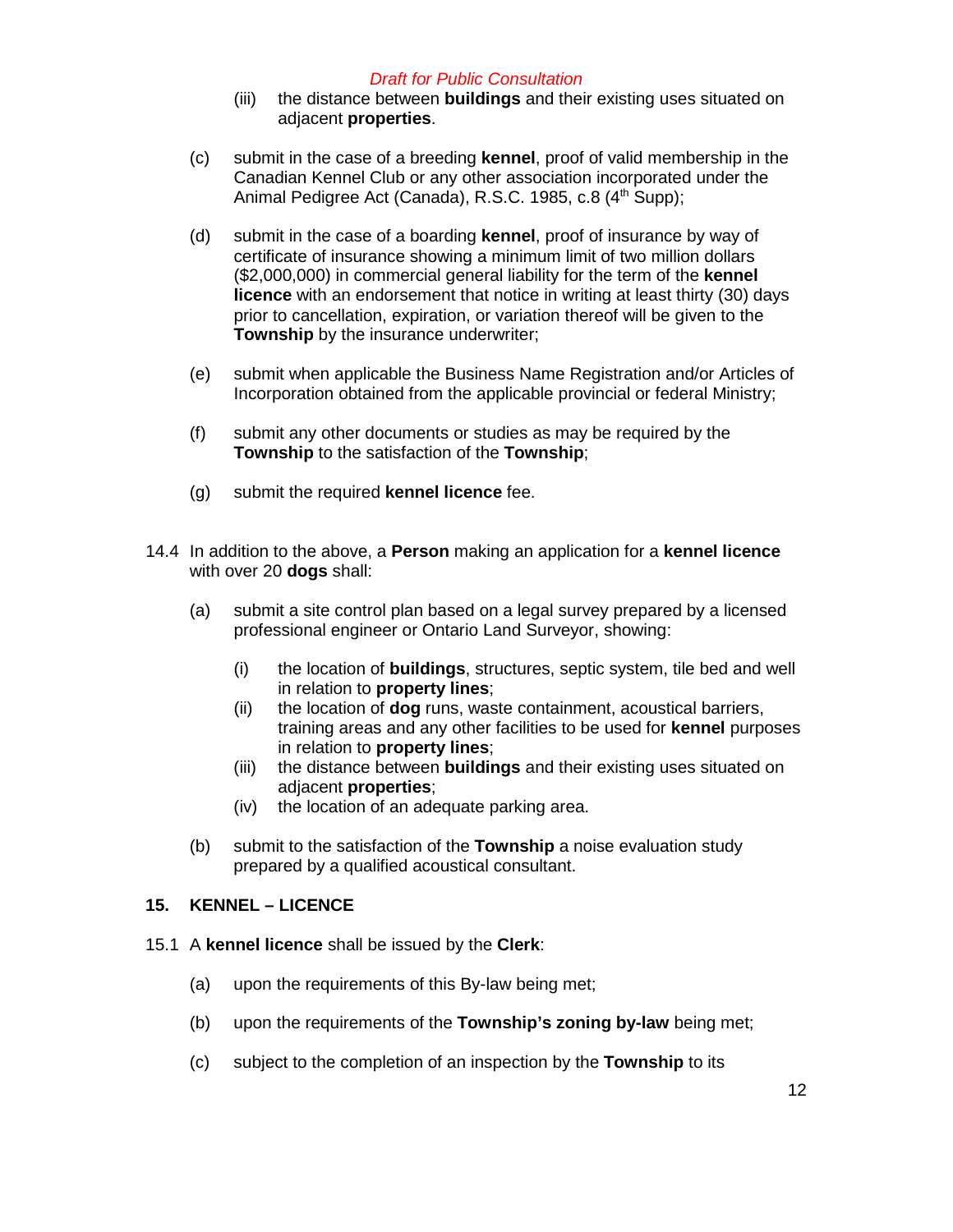*Draft for Public Consultation*

(iii) the distance between **buildings** and their existing uses situated on adjacent **properties**.

(c) submit in the case of a breeding **kennel**, proof of valid membership in the Canadian Kennel Club or any other association incorporated under the Animal Pedigree Act (Canada), R.S.C. 1985, c.8 (4th Supp);

(d) submit in the case of a boarding **kennel**, proof of insurance by way of certificate of insurance showing a minimum limit of two million dollars ($2,000,000) in commercial general liability for the term of the **kennel licence** with an endorsement that notice in writing at least thirty (30) days prior to cancellation, expiration, or variation thereof will be given to the **Township** by the insurance underwriter;

(e) submit when applicable the Business Name Registration and/or Articles of Incorporation obtained from the applicable provincial or federal Ministry;

(f) submit any other documents or studies as may be required by the **Township** to the satisfaction of the **Township**;

(g) submit the required **kennel licence** fee.

14.4 In addition to the above, a **Person** making an application for a **kennel licence** with over 20 **dogs** shall:

(a) submit a site control plan based on a legal survey prepared by a licensed professional engineer or Ontario Land Surveyor, showing:

(i) the location of **buildings**, structures, septic system, tile bed and well in relation to **property lines**;
(ii) the location of **dog** runs, waste containment, acoustical barriers, training areas and any other facilities to be used for **kennel** purposes in relation to **property lines**;
(iii) the distance between **buildings** and their existing uses situated on adjacent **properties**;
(iv) the location of an adequate parking area.

(b) submit to the satisfaction of the **Township** a noise evaluation study prepared by a qualified acoustical consultant.

## 15. KENNEL – LICENCE

15.1 A **kennel licence** shall be issued by the **Clerk**:

(a) upon the requirements of this By-law being met;

(b) upon the requirements of the **Township's zoning by-law** being met;

(c) subject to the completion of an inspection by the **Township** to its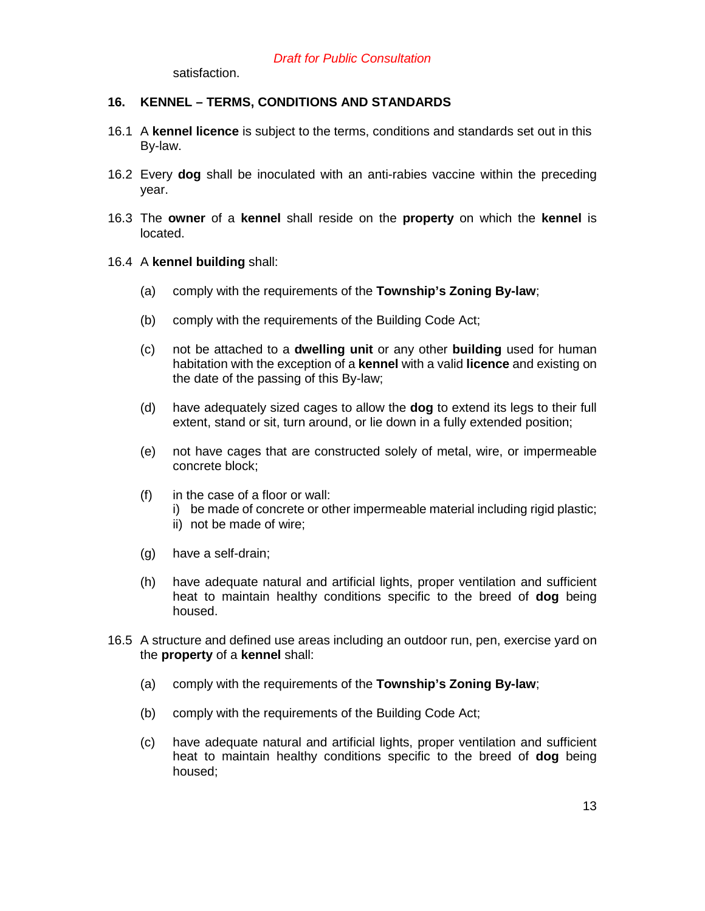satisfaction.

## 16. KENNEL – TERMS, CONDITIONS AND STANDARDS

16.1 A **kennel licence** is subject to the terms, conditions and standards set out in this By-law.

16.2 Every **dog** shall be inoculated with an anti-rabies vaccine within the preceding year.

16.3 The **owner** of a **kennel** shall reside on the **property** on which the **kennel** is located.

16.4 A **kennel building** shall:

(a) comply with the requirements of the **Township's Zoning By-law**;

(b) comply with the requirements of the Building Code Act;

(c) not be attached to a **dwelling unit** or any other **building** used for human habitation with the exception of a **kennel** with a valid **licence** and existing on the date of the passing of this By-law;

(d) have adequately sized cages to allow the **dog** to extend its legs to their full extent, stand or sit, turn around, or lie down in a fully extended position;

(e) not have cages that are constructed solely of metal, wire, or impermeable concrete block;

(f) in the case of a floor or wall:
  i) be made of concrete or other impermeable material including rigid plastic;
  ii) not be made of wire;

(g) have a self-drain;

(h) have adequate natural and artificial lights, proper ventilation and sufficient heat to maintain healthy conditions specific to the breed of **dog** being housed.

16.5 A structure and defined use areas including an outdoor run, pen, exercise yard on the **property** of a **kennel** shall:

(a) comply with the requirements of the **Township's Zoning By-law**;

(b) comply with the requirements of the Building Code Act;

(c) have adequate natural and artificial lights, proper ventilation and sufficient heat to maintain healthy conditions specific to the breed of **dog** being housed;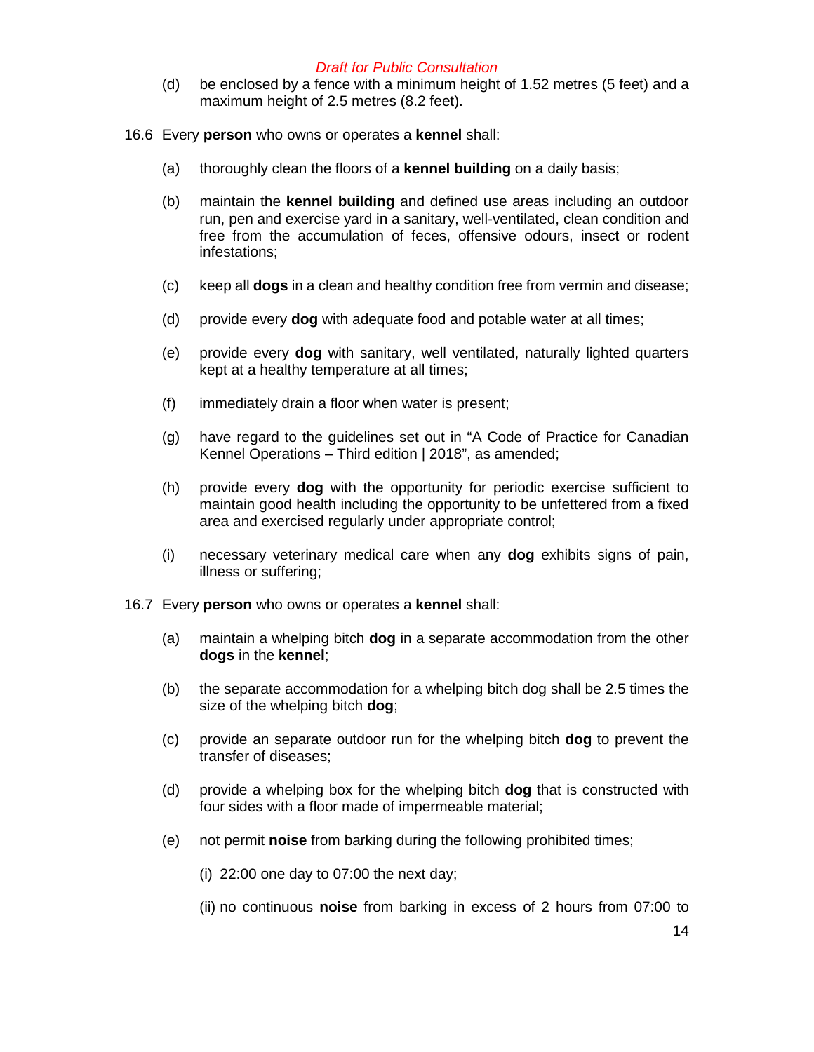*Draft for Public Consultation*

(d) be enclosed by a fence with a minimum height of 1.52 metres (5 feet) and a maximum height of 2.5 metres (8.2 feet).

16.6 Every **person** who owns or operates a **kennel** shall:

(a) thoroughly clean the floors of a **kennel building** on a daily basis;

(b) maintain the **kennel building** and defined use areas including an outdoor run, pen and exercise yard in a sanitary, well-ventilated, clean condition and free from the accumulation of feces, offensive odours, insect or rodent infestations;

(c) keep all **dogs** in a clean and healthy condition free from vermin and disease;

(d) provide every **dog** with adequate food and potable water at all times;

(e) provide every **dog** with sanitary, well ventilated, naturally lighted quarters kept at a healthy temperature at all times;

(f) immediately drain a floor when water is present;

(g) have regard to the guidelines set out in “A Code of Practice for Canadian Kennel Operations – Third edition | 2018”, as amended;

(h) provide every **dog** with the opportunity for periodic exercise sufficient to maintain good health including the opportunity to be unfettered from a fixed area and exercised regularly under appropriate control;

(i) necessary veterinary medical care when any **dog** exhibits signs of pain, illness or suffering;

16.7 Every **person** who owns or operates a **kennel** shall:

(a) maintain a whelping bitch **dog** in a separate accommodation from the other **dogs** in the **kennel**;

(b) the separate accommodation for a whelping bitch dog shall be 2.5 times the size of the whelping bitch **dog**;

(c) provide an separate outdoor run for the whelping bitch **dog** to prevent the transfer of diseases;

(d) provide a whelping box for the whelping bitch **dog** that is constructed with four sides with a floor made of impermeable material;

(e) not permit **noise** from barking during the following prohibited times;

(i) 22:00 one day to 07:00 the next day;

(ii) no continuous **noise** from barking in excess of 2 hours from 07:00 to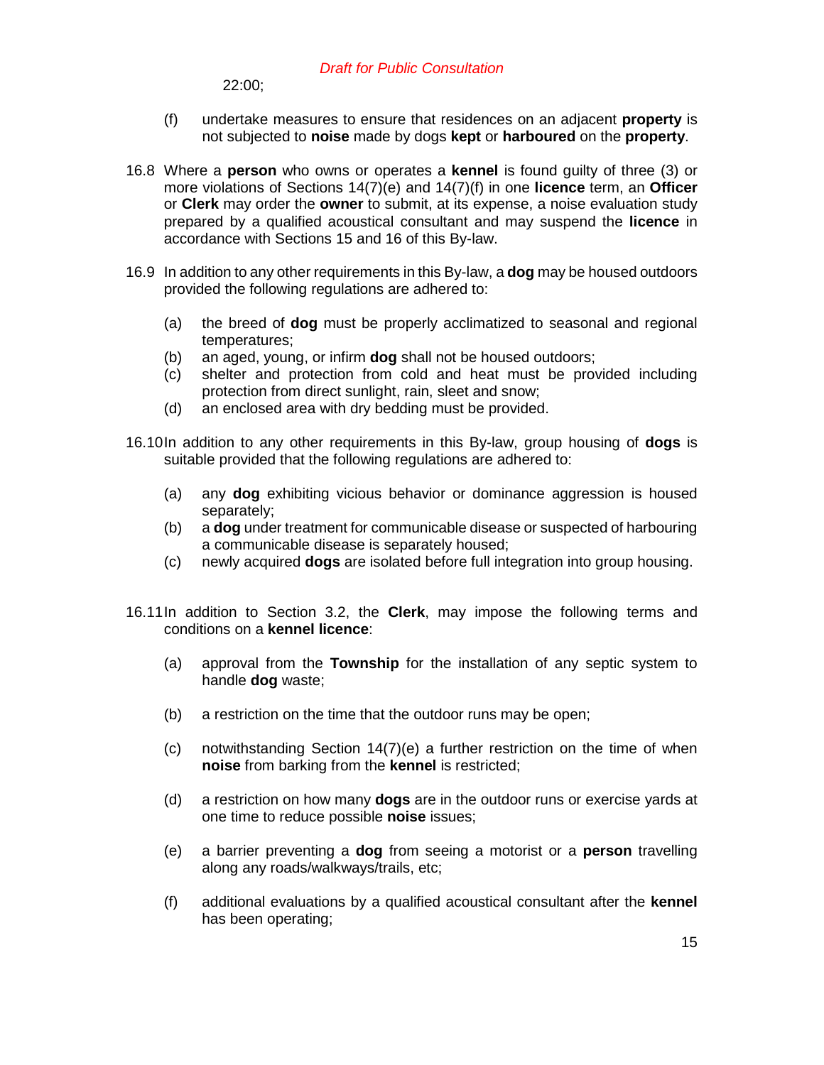22:00;

(f) undertake measures to ensure that residences on an adjacent **property** is not subjected to **noise** made by dogs **kept** or **harboured** on the **property**.

16.8 Where a **person** who owns or operates a **kennel** is found guilty of three (3) or more violations of Sections 14(7)(e) and 14(7)(f) in one **licence** term, an **Officer** or **Clerk** may order the **owner** to submit, at its expense, a noise evaluation study prepared by a qualified acoustical consultant and may suspend the **licence** in accordance with Sections 15 and 16 of this By-law.

16.9 In addition to any other requirements in this By-law, a **dog** may be housed outdoors provided the following regulations are adhered to:

(a) the breed of **dog** must be properly acclimatized to seasonal and regional temperatures;
(b) an aged, young, or infirm **dog** shall not be housed outdoors;
(c) shelter and protection from cold and heat must be provided including protection from direct sunlight, rain, sleet and snow;
(d) an enclosed area with dry bedding must be provided.

16.10 In addition to any other requirements in this By-law, group housing of **dogs** is suitable provided that the following regulations are adhered to:

(a) any **dog** exhibiting vicious behavior or dominance aggression is housed separately;
(b) a **dog** under treatment for communicable disease or suspected of harbouring a communicable disease is separately housed;
(c) newly acquired **dogs** are isolated before full integration into group housing.

16.11 In addition to Section 3.2, the **Clerk**, may impose the following terms and conditions on a **kennel licence**:

(a) approval from the **Township** for the installation of any septic system to handle **dog** waste;

(b) a restriction on the time that the outdoor runs may be open;

(c) notwithstanding Section 14(7)(e) a further restriction on the time of when **noise** from barking from the **kennel** is restricted;

(d) a restriction on how many **dogs** are in the outdoor runs or exercise yards at one time to reduce possible **noise** issues;

(e) a barrier preventing a **dog** from seeing a motorist or a **person** travelling along any roads/walkways/trails, etc;

(f) additional evaluations by a qualified acoustical consultant after the **kennel** has been operating;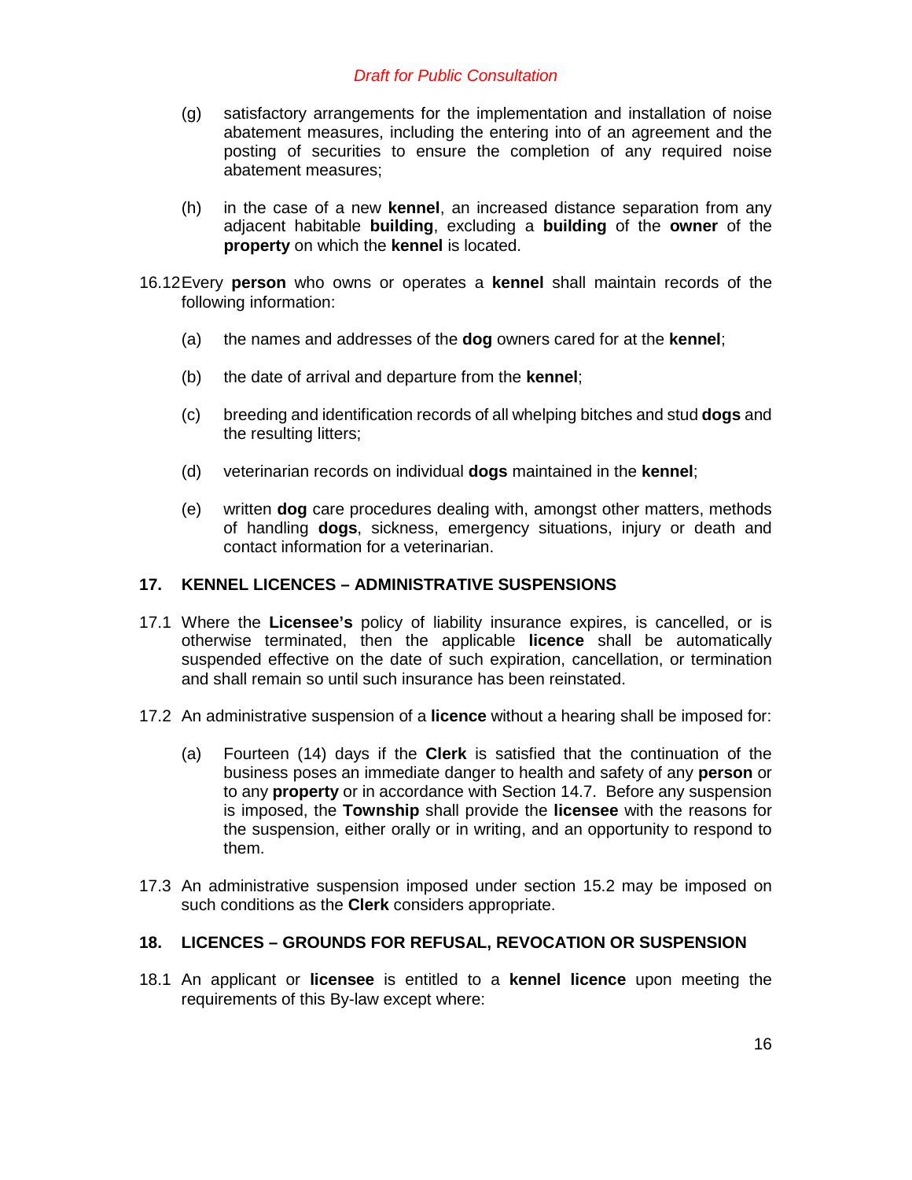(g) satisfactory arrangements for the implementation and installation of noise abatement measures, including the entering into of an agreement and the posting of securities to ensure the completion of any required noise abatement measures;

(h) in the case of a new **kennel**, an increased distance separation from any adjacent habitable **building**, excluding a **building** of the **owner** of the **property** on which the **kennel** is located.

16.12 Every **person** who owns or operates a **kennel** shall maintain records of the following information:

(a) the names and addresses of the **dog** owners cared for at the **kennel**;

(b) the date of arrival and departure from the **kennel**;

(c) breeding and identification records of all whelping bitches and stud **dogs** and the resulting litters;

(d) veterinarian records on individual **dogs** maintained in the **kennel**;

(e) written **dog** care procedures dealing with, amongst other matters, methods of handling **dogs**, sickness, emergency situations, injury or death and contact information for a veterinarian.

## 17. KENNEL LICENCES – ADMINISTRATIVE SUSPENSIONS

17.1 Where the **Licensee's** policy of liability insurance expires, is cancelled, or is otherwise terminated, then the applicable **licence** shall be automatically suspended effective on the date of such expiration, cancellation, or termination and shall remain so until such insurance has been reinstated.

17.2 An administrative suspension of a **licence** without a hearing shall be imposed for:

(a) Fourteen (14) days if the **Clerk** is satisfied that the continuation of the business poses an immediate danger to health and safety of any **person** or to any **property** or in accordance with Section 14.7. Before any suspension is imposed, the **Township** shall provide the **licensee** with the reasons for the suspension, either orally or in writing, and an opportunity to respond to them.

17.3 An administrative suspension imposed under section 15.2 may be imposed on such conditions as the **Clerk** considers appropriate.

## 18. LICENCES – GROUNDS FOR REFUSAL, REVOCATION OR SUSPENSION

18.1 An applicant or **licensee** is entitled to a **kennel licence** upon meeting the requirements of this By-law except where: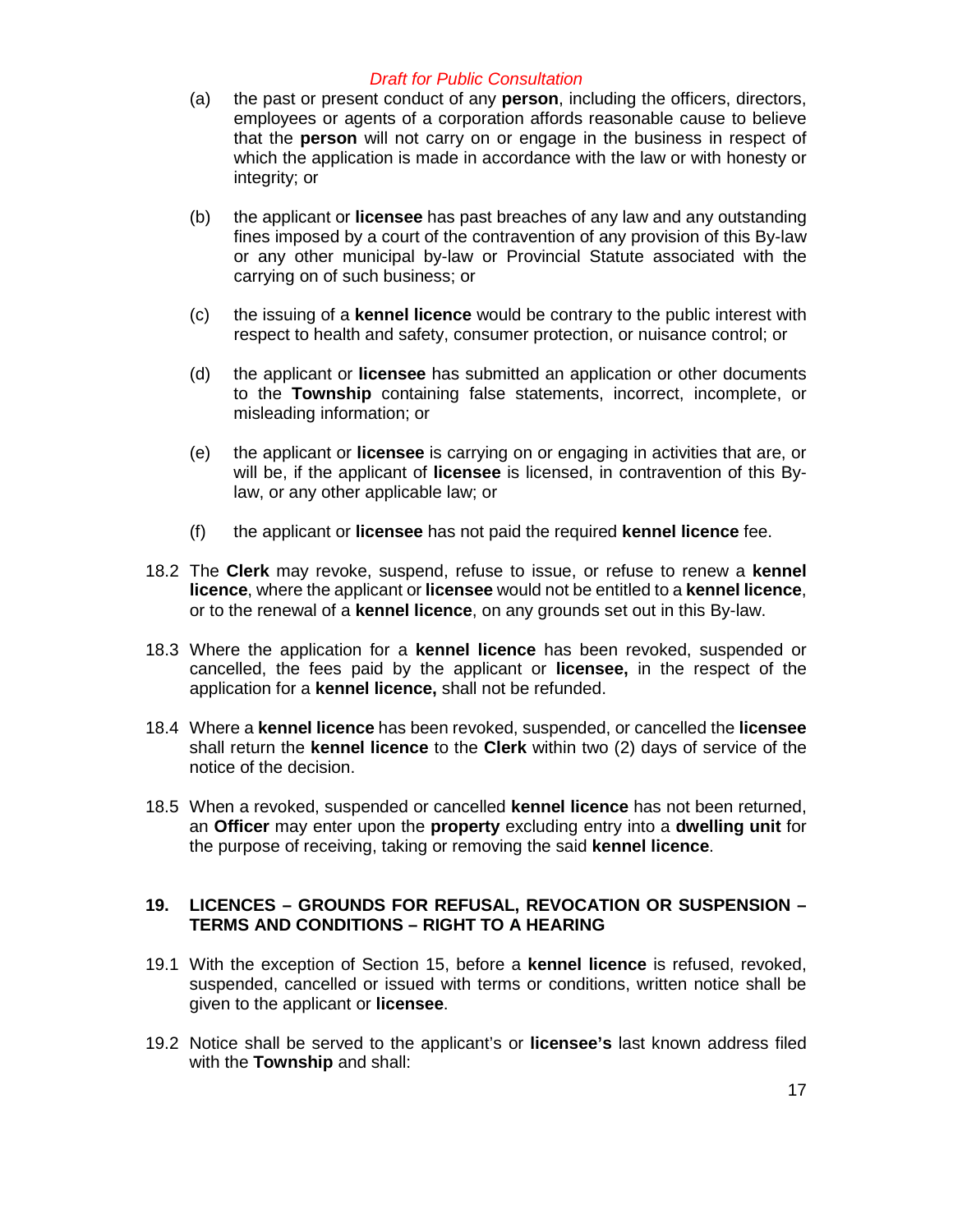*Draft for Public Consultation*

(a) the past or present conduct of any **person**, including the officers, directors, employees or agents of a corporation affords reasonable cause to believe that the **person** will not carry on or engage in the business in respect of which the application is made in accordance with the law or with honesty or integrity; or

(b) the applicant or **licensee** has past breaches of any law and any outstanding fines imposed by a court of the contravention of any provision of this By-law or any other municipal by-law or Provincial Statute associated with the carrying on of such business; or

(c) the issuing of a **kennel licence** would be contrary to the public interest with respect to health and safety, consumer protection, or nuisance control; or

(d) the applicant or **licensee** has submitted an application or other documents to the **Township** containing false statements, incorrect, incomplete, or misleading information; or

(e) the applicant or **licensee** is carrying on or engaging in activities that are, or will be, if the applicant of **licensee** is licensed, in contravention of this By-law, or any other applicable law; or

(f) the applicant or **licensee** has not paid the required **kennel licence** fee.

18.2 The **Clerk** may revoke, suspend, refuse to issue, or refuse to renew a **kennel licence**, where the applicant or **licensee** would not be entitled to a **kennel licence**, or to the renewal of a **kennel licence**, on any grounds set out in this By-law.

18.3 Where the application for a **kennel licence** has been revoked, suspended or cancelled, the fees paid by the applicant or **licensee,** in the respect of the application for a **kennel licence,** shall not be refunded.

18.4 Where a **kennel licence** has been revoked, suspended, or cancelled the **licensee** shall return the **kennel licence** to the **Clerk** within two (2) days of service of the notice of the decision.

18.5 When a revoked, suspended or cancelled **kennel licence** has not been returned, an **Officer** may enter upon the **property** excluding entry into a **dwelling unit** for the purpose of receiving, taking or removing the said **kennel licence**.

## 19. LICENCES – GROUNDS FOR REFUSAL, REVOCATION OR SUSPENSION – TERMS AND CONDITIONS – RIGHT TO A HEARING

19.1 With the exception of Section 15, before a **kennel licence** is refused, revoked, suspended, cancelled or issued with terms or conditions, written notice shall be given to the applicant or **licensee**.

19.2 Notice shall be served to the applicant's or **licensee's** last known address filed with the **Township** and shall: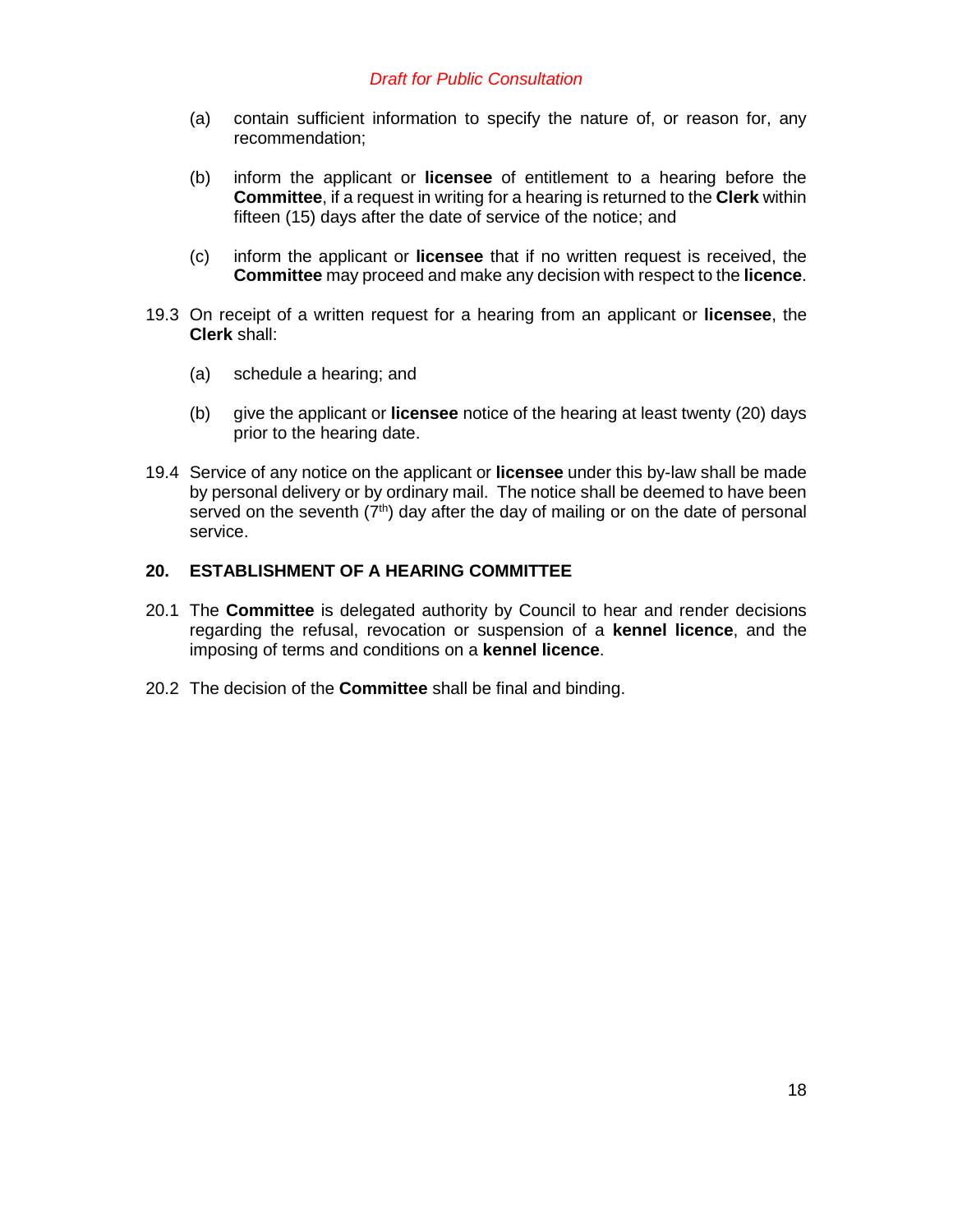(a) contain sufficient information to specify the nature of, or reason for, any recommendation;

(b) inform the applicant or **licensee** of entitlement to a hearing before the **Committee**, if a request in writing for a hearing is returned to the **Clerk** within fifteen (15) days after the date of service of the notice; and

(c) inform the applicant or **licensee** that if no written request is received, the **Committee** may proceed and make any decision with respect to the **licence**.

19.3 On receipt of a written request for a hearing from an applicant or **licensee**, the **Clerk** shall:

(a) schedule a hearing; and

(b) give the applicant or **licensee** notice of the hearing at least twenty (20) days prior to the hearing date.

19.4 Service of any notice on the applicant or **licensee** under this by-law shall be made by personal delivery or by ordinary mail. The notice shall be deemed to have been served on the seventh (7th) day after the day of mailing or on the date of personal service.

## 20. ESTABLISHMENT OF A HEARING COMMITTEE

20.1 The **Committee** is delegated authority by Council to hear and render decisions regarding the refusal, revocation or suspension of a **kennel licence**, and the imposing of terms and conditions on a **kennel licence**.

20.2 The decision of the **Committee** shall be final and binding.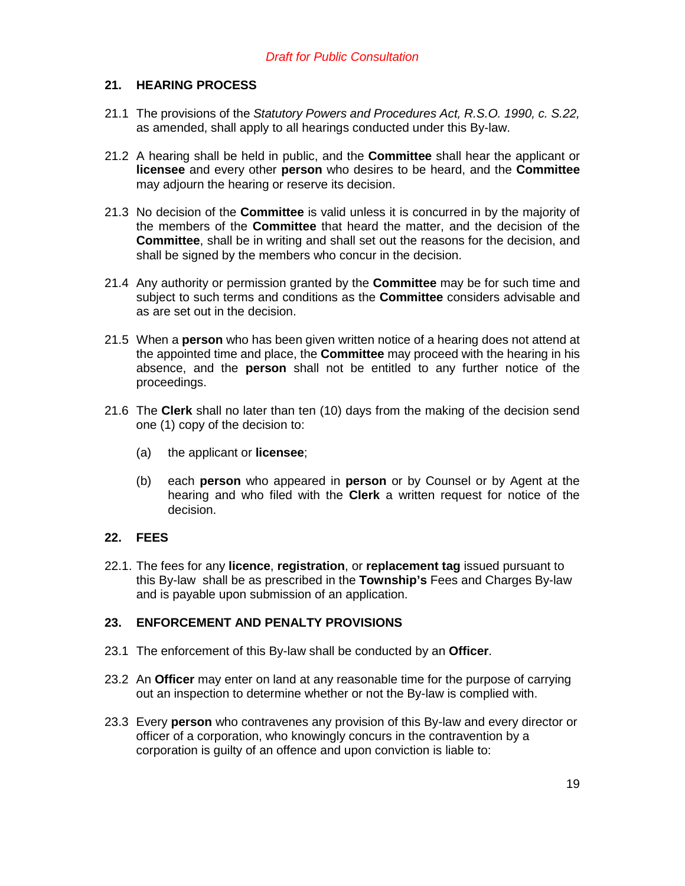*Draft for Public Consultation*

## 21. HEARING PROCESS

21.1 The provisions of the *Statutory Powers and Procedures Act, R.S.O. 1990, c. S.22,* as amended, shall apply to all hearings conducted under this By-law.

21.2 A hearing shall be held in public, and the **Committee** shall hear the applicant or **licensee** and every other **person** who desires to be heard, and the **Committee** may adjourn the hearing or reserve its decision.

21.3 No decision of the **Committee** is valid unless it is concurred in by the majority of the members of the **Committee** that heard the matter, and the decision of the **Committee**, shall be in writing and shall set out the reasons for the decision, and shall be signed by the members who concur in the decision.

21.4 Any authority or permission granted by the **Committee** may be for such time and subject to such terms and conditions as the **Committee** considers advisable and as are set out in the decision.

21.5 When a **person** who has been given written notice of a hearing does not attend at the appointed time and place, the **Committee** may proceed with the hearing in his absence, and the **person** shall not be entitled to any further notice of the proceedings.

21.6 The **Clerk** shall no later than ten (10) days from the making of the decision send one (1) copy of the decision to:

(a) the applicant or **licensee**;

(b) each **person** who appeared in **person** or by Counsel or by Agent at the hearing and who filed with the **Clerk** a written request for notice of the decision.

## 22. FEES

22.1. The fees for any **licence**, **registration**, or **replacement tag** issued pursuant to this By-law shall be as prescribed in the **Township's** Fees and Charges By-law and is payable upon submission of an application.

## 23. ENFORCEMENT AND PENALTY PROVISIONS

23.1 The enforcement of this By-law shall be conducted by an **Officer**.

23.2 An **Officer** may enter on land at any reasonable time for the purpose of carrying out an inspection to determine whether or not the By-law is complied with.

23.3 Every **person** who contravenes any provision of this By-law and every director or officer of a corporation, who knowingly concurs in the contravention by a corporation is guilty of an offence and upon conviction is liable to: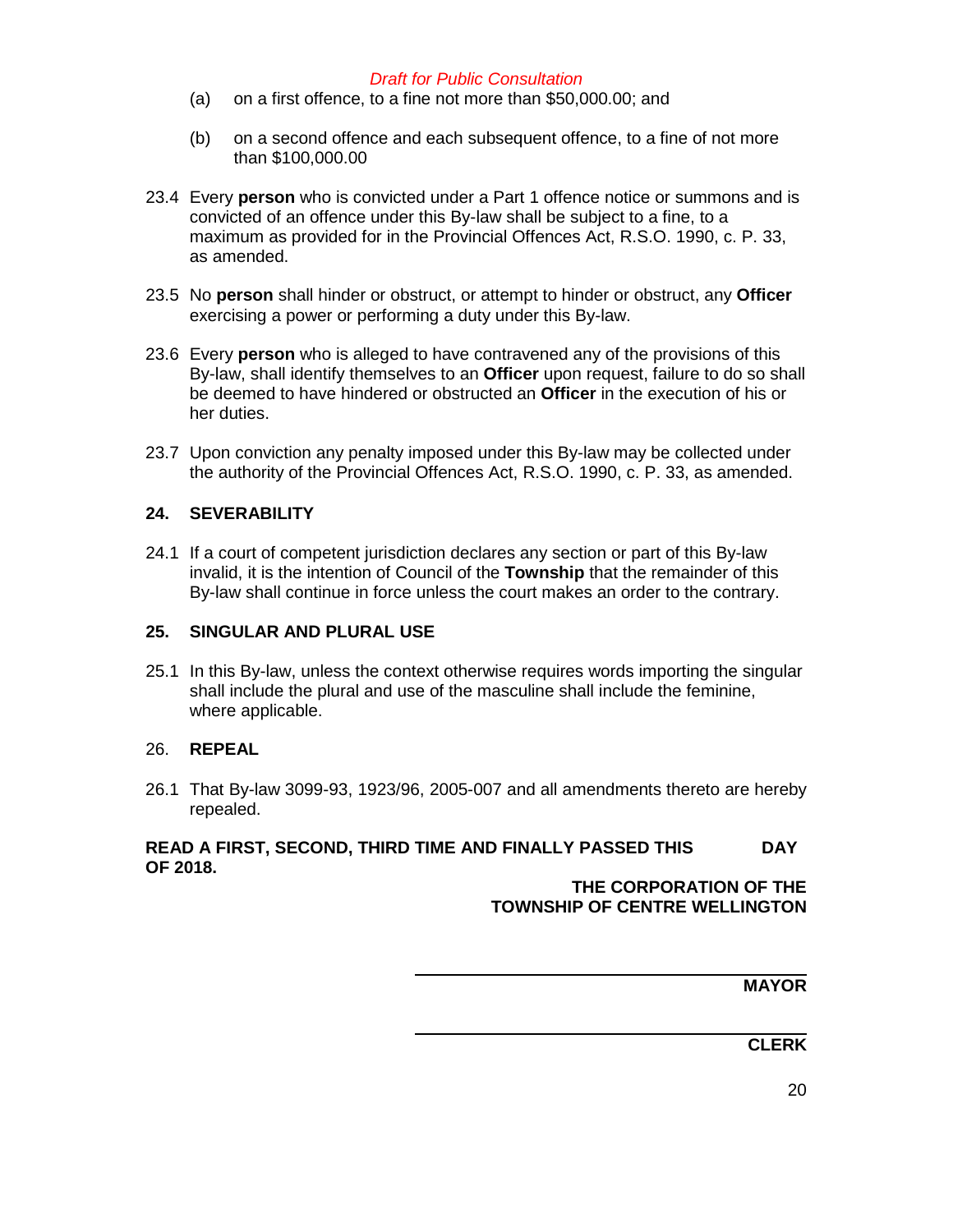(a) on a first offence, to a fine not more than $50,000.00; and

(b) on a second offence and each subsequent offence, to a fine of not more than $100,000.00

23.4 Every **person** who is convicted under a Part 1 offence notice or summons and is convicted of an offence under this By-law shall be subject to a fine, to a maximum as provided for in the Provincial Offences Act, R.S.O. 1990, c. P. 33, as amended.

23.5 No **person** shall hinder or obstruct, or attempt to hinder or obstruct, any **Officer** exercising a power or performing a duty under this By-law.

23.6 Every **person** who is alleged to have contravened any of the provisions of this By-law, shall identify themselves to an **Officer** upon request, failure to do so shall be deemed to have hindered or obstructed an **Officer** in the execution of his or her duties.

23.7 Upon conviction any penalty imposed under this By-law may be collected under the authority of the Provincial Offences Act, R.S.O. 1990, c. P. 33, as amended.

## 24. SEVERABILITY

24.1 If a court of competent jurisdiction declares any section or part of this By-law invalid, it is the intention of Council of the **Township** that the remainder of this By-law shall continue in force unless the court makes an order to the contrary.

## 25. SINGULAR AND PLURAL USE

25.1 In this By-law, unless the context otherwise requires words importing the singular shall include the plural and use of the masculine shall include the feminine, where applicable.

## 26. REPEAL

26.1 That By-law 3099-93, 1923/96, 2005-007 and all amendments thereto are hereby repealed.

**READ A FIRST, SECOND, THIRD TIME AND FINALLY PASSED THIS DAY OF 2018.**

**THE CORPORATION OF THE TOWNSHIP OF CENTRE WELLINGTON**

______________________________

**MAYOR**

______________________________

**CLERK**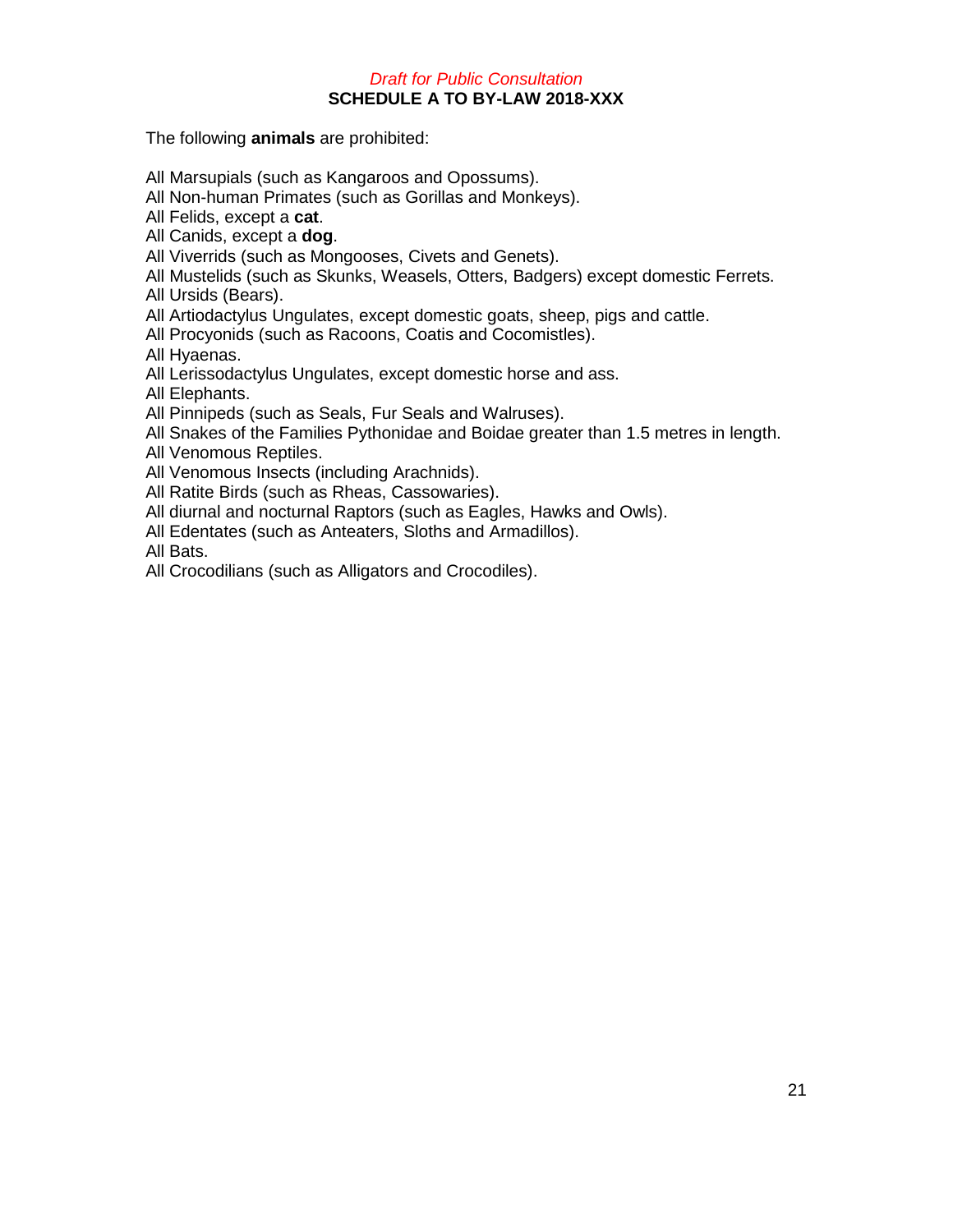*Draft for Public Consultation*

**SCHEDULE A TO BY-LAW 2018-XXX**

The following **animals** are prohibited:

All Marsupials (such as Kangaroos and Opossums).
All Non-human Primates (such as Gorillas and Monkeys).
All Felids, except a **cat**.
All Canids, except a **dog**.
All Viverrids (such as Mongooses, Civets and Genets).
All Mustelids (such as Skunks, Weasels, Otters, Badgers) except domestic Ferrets.
All Ursids (Bears).
All Artiodactylus Ungulates, except domestic goats, sheep, pigs and cattle.
All Procyonids (such as Racoons, Coatis and Cocomistles).
All Hyaenas.
All Lerissodactylus Ungulates, except domestic horse and ass.
All Elephants.
All Pinnipeds (such as Seals, Fur Seals and Walruses).
All Snakes of the Families Pythonidae and Boidae greater than 1.5 metres in length.
All Venomous Reptiles.
All Venomous Insects (including Arachnids).
All Ratite Birds (such as Rheas, Cassowaries).
All diurnal and nocturnal Raptors (such as Eagles, Hawks and Owls).
All Edentates (such as Anteaters, Sloths and Armadillos).
All Bats.
All Crocodilians (such as Alligators and Crocodiles).